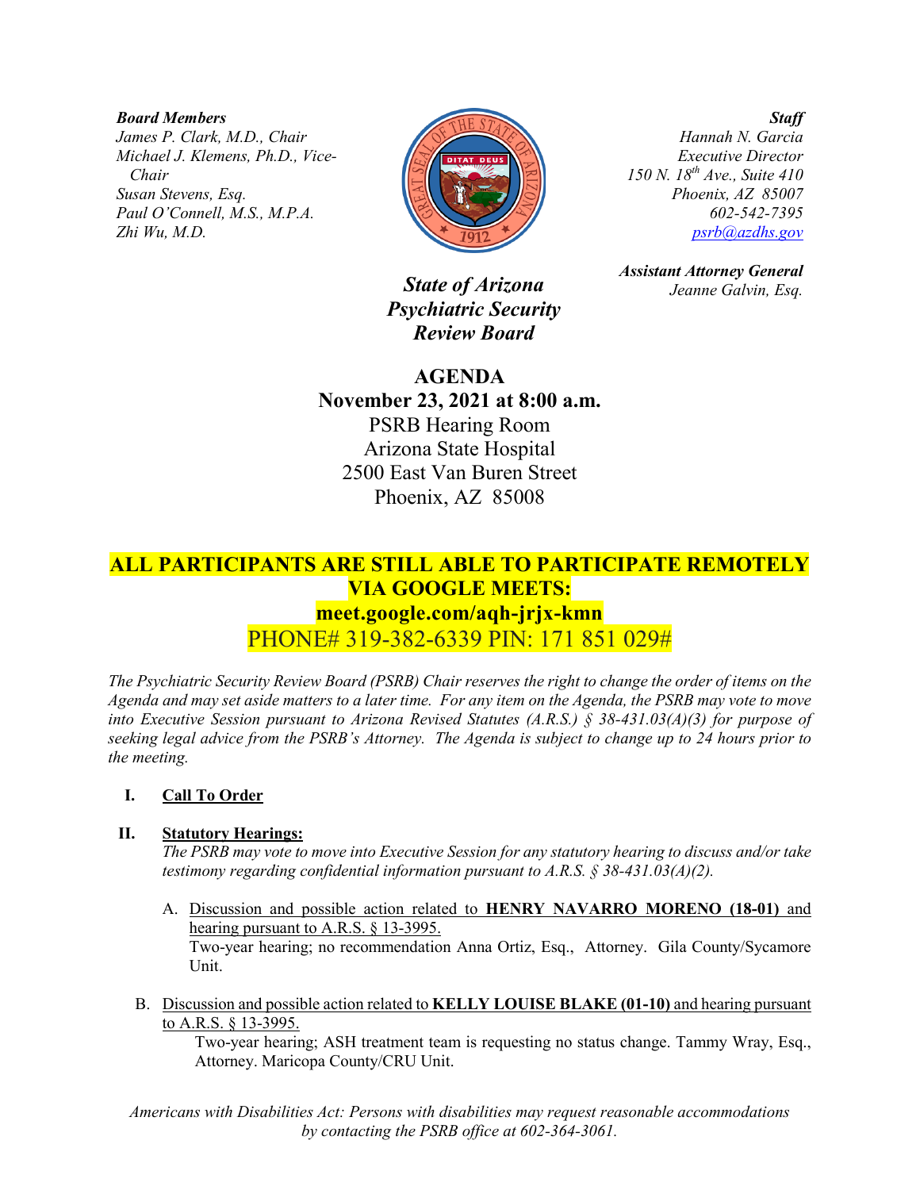***Board Members***
*James P. Clark, M.D., Chair*
*Michael J. Klemens, Ph.D., Vice-Chair*
*Susan Stevens, Esq.*
*Paul O'Connell, M.S., M.P.A.*
*Zhi Wu, M.D.*

***Staff***
*Hannah N. Garcia*
*Executive Director*
*150 N. 18th Ave., Suite 410*
*Phoenix, AZ 85007*
*602-542-7395*
*psrb@azdhs.gov*

***Assistant Attorney General***
*Jeanne Galvin, Esq.*

***State of Arizona***
***Psychiatric Security***
***Review Board***

# AGENDA

**November 23, 2021 at 8:00 a.m.**
PSRB Hearing Room
Arizona State Hospital
2500 East Van Buren Street
Phoenix, AZ 85008

**ALL PARTICIPANTS ARE STILL ABLE TO PARTICIPATE REMOTELY VIA GOOGLE MEETS:**
**meet.google.com/aqh-jrjx-kmn**
PHONE# 319-382-6339 PIN: 171 851 029#

*The Psychiatric Security Review Board (PSRB) Chair reserves the right to change the order of items on the Agenda and may set aside matters to a later time. For any item on the Agenda, the PSRB may vote to move into Executive Session pursuant to Arizona Revised Statutes (A.R.S.) § 38-431.03(A)(3) for purpose of seeking legal advice from the PSRB's Attorney. The Agenda is subject to change up to 24 hours prior to the meeting.*

**I. Call To Order**

**II. Statutory Hearings:**
*The PSRB may vote to move into Executive Session for any statutory hearing to discuss and/or take testimony regarding confidential information pursuant to A.R.S. § 38-431.03(A)(2).*

A. Discussion and possible action related to **HENRY NAVARRO MORENO (18-01)** and hearing pursuant to A.R.S. § 13-3995.
Two-year hearing; no recommendation Anna Ortiz, Esq., Attorney. Gila County/Sycamore Unit.

B. Discussion and possible action related to **KELLY LOUISE BLAKE (01-10)** and hearing pursuant to A.R.S. § 13-3995.
Two-year hearing; ASH treatment team is requesting no status change. Tammy Wray, Esq., Attorney. Maricopa County/CRU Unit.

*Americans with Disabilities Act: Persons with disabilities may request reasonable accommodations by contacting the PSRB office at 602-364-3061.*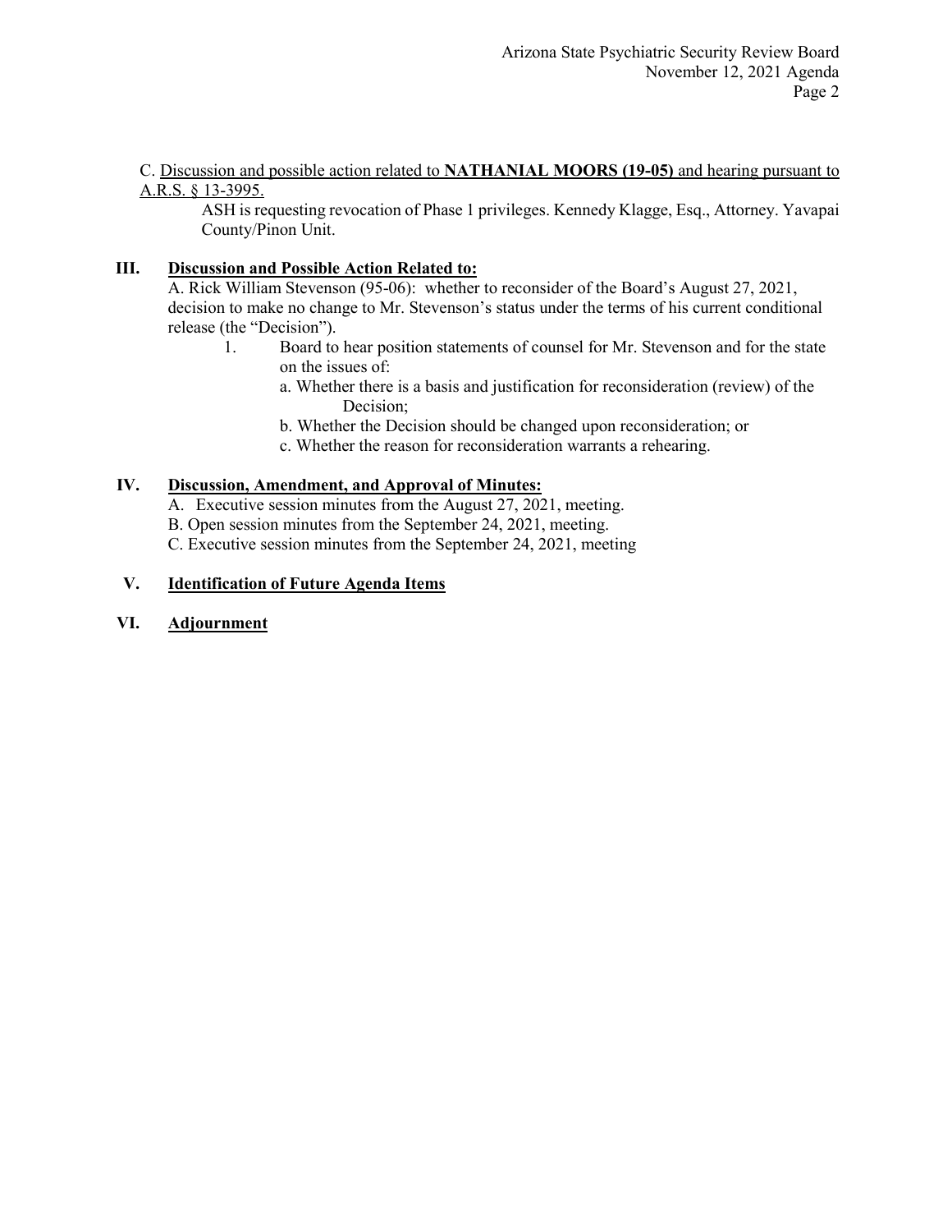C. <u>Discussion and possible action related to **NATHANIAL MOORS (19-05)** and hearing pursuant to A.R.S. § 13-3995.</u>

ASH is requesting revocation of Phase 1 privileges. Kennedy Klagge, Esq., Attorney. Yavapai County/Pinon Unit.

## III. Discussion and Possible Action Related to:

A. Rick William Stevenson (95-06): whether to reconsider of the Board's August 27, 2021, decision to make no change to Mr. Stevenson's status under the terms of his current conditional release (the "Decision").

1. Board to hear position statements of counsel for Mr. Stevenson and for the state on the issues of:
   - a. Whether there is a basis and justification for reconsideration (review) of the Decision;
   - b. Whether the Decision should be changed upon reconsideration; or
   - c. Whether the reason for reconsideration warrants a rehearing.

## IV. Discussion, Amendment, and Approval of Minutes:

A. Executive session minutes from the August 27, 2021, meeting.

B. Open session minutes from the September 24, 2021, meeting.

C. Executive session minutes from the September 24, 2021, meeting

## V. Identification of Future Agenda Items

## VI. Adjournment